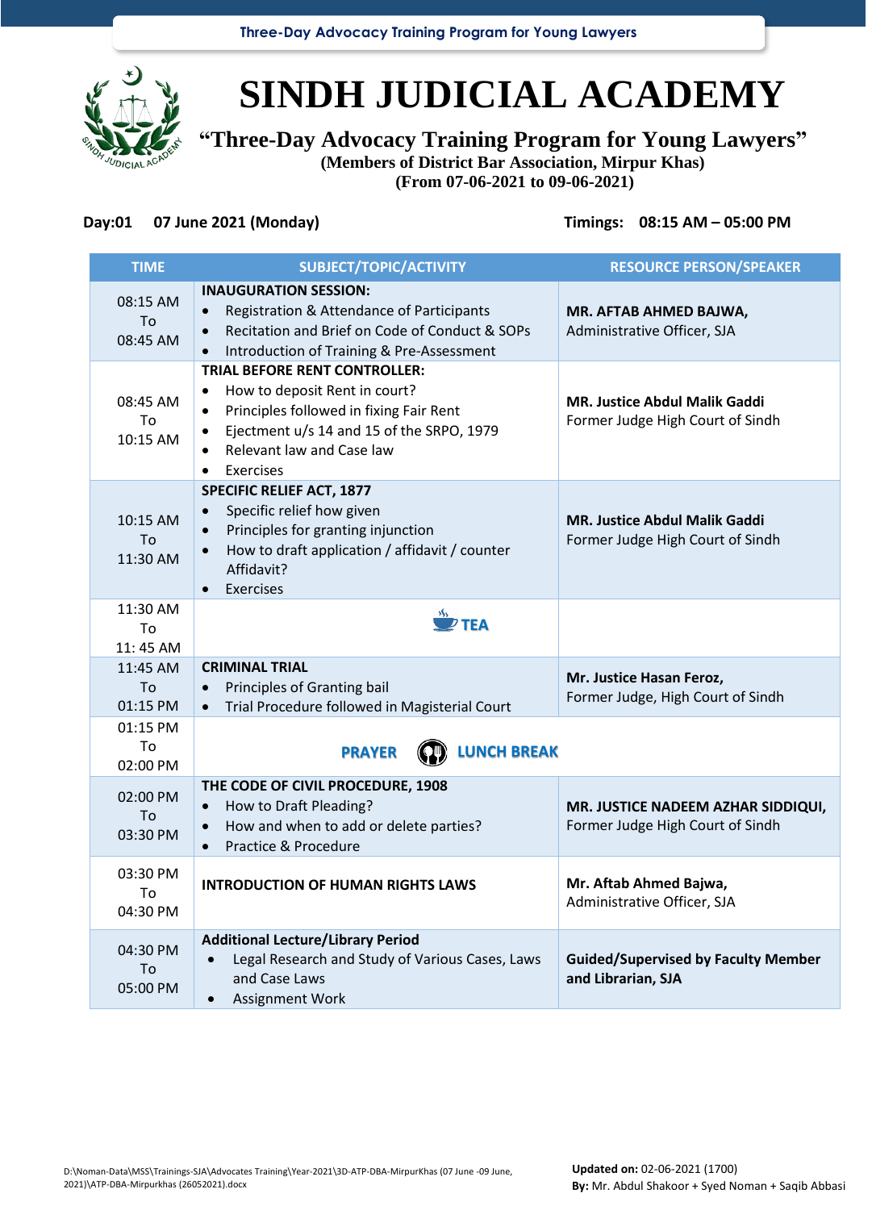# SINDH JUDICIAL ACADEMY

## "Three-Day Advocacy Training Program for Young Lawyers"

**(Members of District Bar Association, Mirpur Khas)**
**(From 07-06-2021 to 09-06-2021)**

**Day:01 07 June 2021 (Monday)** **Timings: 08:15 AM – 05:00 PM**

| TIME | SUBJECT/TOPIC/ACTIVITY | RESOURCE PERSON/SPEAKER |
|---|---|---|
| 08:15 AM To 08:45 AM | **INAUGURATION SESSION:**<br>• Registration & Attendance of Participants<br>• Recitation and Brief on Code of Conduct & SOPs<br>• Introduction of Training & Pre-Assessment | **MR. AFTAB AHMED BAJWA,**<br>Administrative Officer, SJA |
| 08:45 AM To 10:15 AM | **TRIAL BEFORE RENT CONTROLLER:**<br>• How to deposit Rent in court?<br>• Principles followed in fixing Fair Rent<br>• Ejectment u/s 14 and 15 of the SRPO, 1979<br>• Relevant law and Case law<br>• Exercises | **MR. Justice Abdul Malik Gaddi**<br>Former Judge High Court of Sindh |
| 10:15 AM To 11:30 AM | **SPECIFIC RELIEF ACT, 1877**<br>• Specific relief how given<br>• Principles for granting injunction<br>• How to draft application / affidavit / counter Affidavit?<br>• Exercises | **MR. Justice Abdul Malik Gaddi**<br>Former Judge High Court of Sindh |
| 11:30 AM To 11: 45 AM | **TEA** | |
| 11:45 AM To 01:15 PM | **CRIMINAL TRIAL**<br>• Principles of Granting bail<br>• Trial Procedure followed in Magisterial Court | **Mr. Justice Hasan Feroz,**<br>Former Judge, High Court of Sindh |
| 01:15 PM To 02:00 PM | **PRAYER** **LUNCH BREAK** | |
| 02:00 PM To 03:30 PM | **THE CODE OF CIVIL PROCEDURE, 1908**<br>• How to Draft Pleading?<br>• How and when to add or delete parties?<br>• Practice & Procedure | **MR. JUSTICE NADEEM AZHAR SIDDIQUI,**<br>Former Judge High Court of Sindh |
| 03:30 PM To 04:30 PM | **INTRODUCTION OF HUMAN RIGHTS LAWS** | **Mr. Aftab Ahmed Bajwa,**<br>Administrative Officer, SJA |
| 04:30 PM To 05:00 PM | **Additional Lecture/Library Period**<br>• Legal Research and Study of Various Cases, Laws and Case Laws<br>• Assignment Work | **Guided/Supervised by Faculty Member and Librarian, SJA** |

D:\Noman-Data\MSS\Trainings-SJA\Advocates Training\Year-2021\3D-ATP-DBA-MirpurKhas (07 June -09 June, 2021)\ATP-DBA-Mirpurkhas (26052021).docx

**Updated on:** 02-06-2021 (1700)
**By:** Mr. Abdul Shakoor + Syed Noman + Saqib Abbasi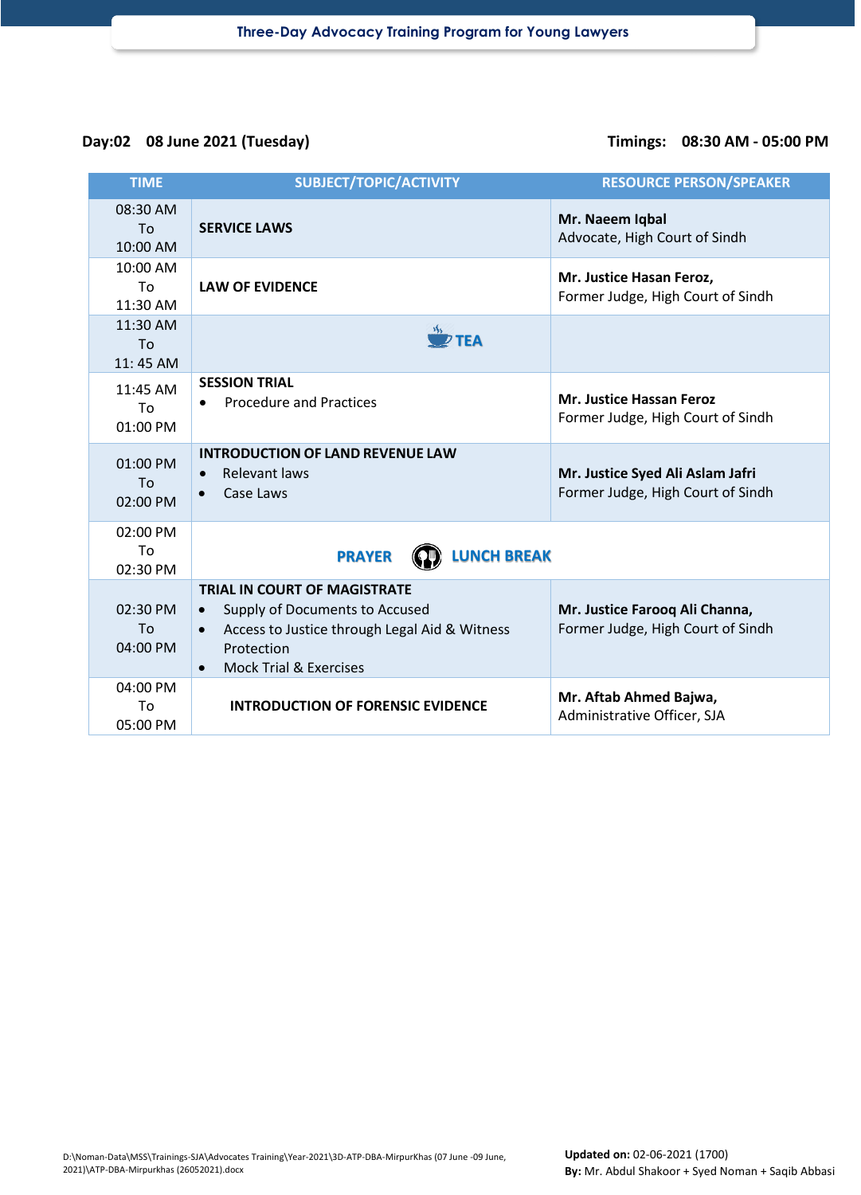**Day:02 08 June 2021 (Tuesday)** **Timings: 08:30 AM - 05:00 PM**

| TIME | SUBJECT/TOPIC/ACTIVITY | RESOURCE PERSON/SPEAKER |
|---|---|---|
| 08:30 AM To 10:00 AM | **SERVICE LAWS** | **Mr. Naeem Iqbal** Advocate, High Court of Sindh |
| 10:00 AM To 11:30 AM | **LAW OF EVIDENCE** | **Mr. Justice Hasan Feroz,** Former Judge, High Court of Sindh |
| 11:30 AM To 11: 45 AM | **TEA** | |
| 11:45 AM To 01:00 PM | **SESSION TRIAL**<br>• Procedure and Practices | **Mr. Justice Hassan Feroz** Former Judge, High Court of Sindh |
| 01:00 PM To 02:00 PM | **INTRODUCTION OF LAND REVENUE LAW**<br>• Relevant laws<br>• Case Laws | **Mr. Justice Syed Ali Aslam Jafri** Former Judge, High Court of Sindh |
| 02:00 PM To 02:30 PM | **PRAYER LUNCH BREAK** | |
| 02:30 PM To 04:00 PM | **TRIAL IN COURT OF MAGISTRATE**<br>• Supply of Documents to Accused<br>• Access to Justice through Legal Aid & Witness Protection<br>• Mock Trial & Exercises | **Mr. Justice Farooq Ali Channa,** Former Judge, High Court of Sindh |
| 04:00 PM To 05:00 PM | **INTRODUCTION OF FORENSIC EVIDENCE** | **Mr. Aftab Ahmed Bajwa,** Administrative Officer, SJA |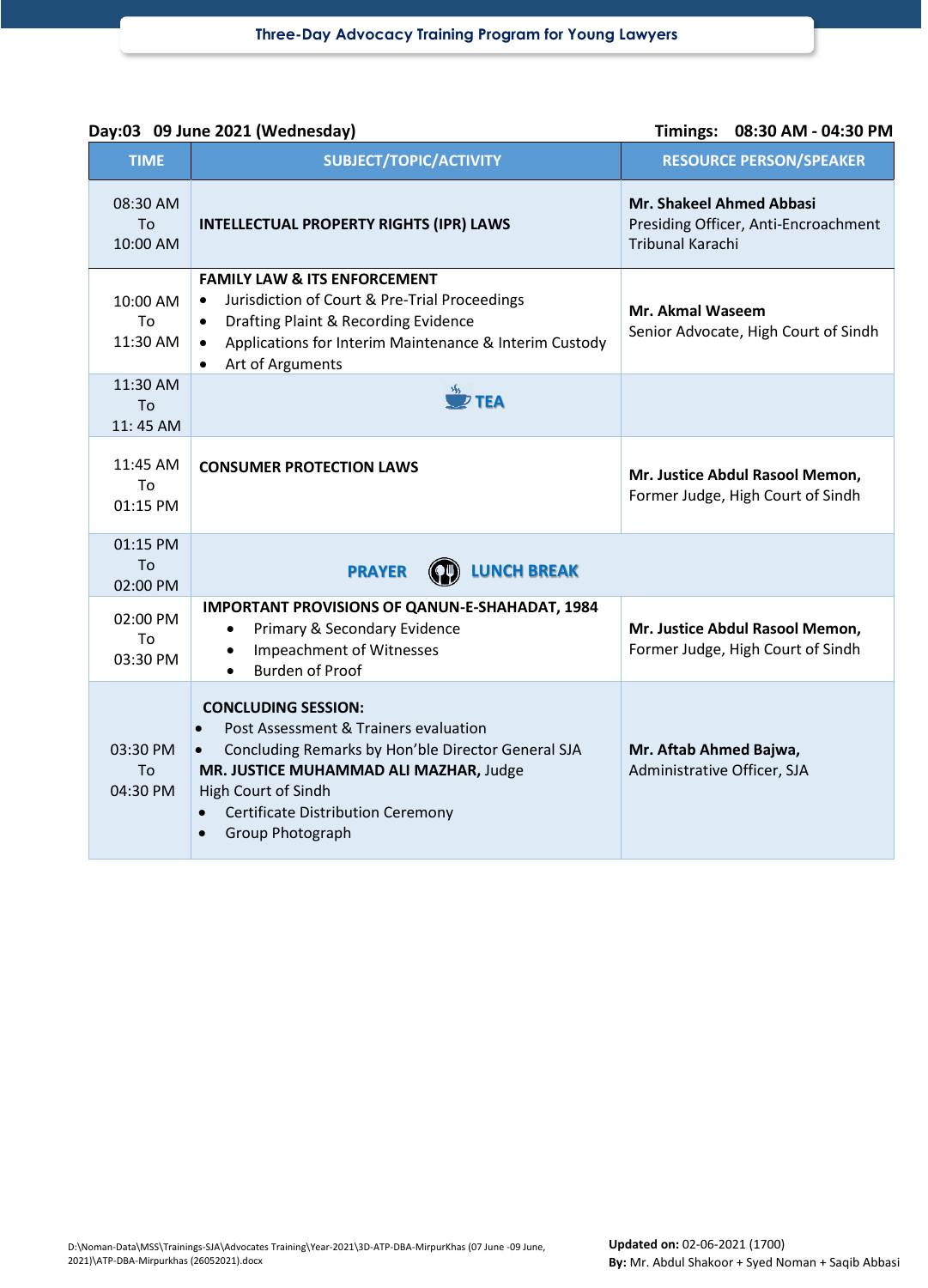Day:03 09 June 2021 (Wednesday) — Timings: 08:30 AM - 04:30 PM

| TIME | SUBJECT/TOPIC/ACTIVITY | RESOURCE PERSON/SPEAKER |
|---|---|---|
| 08:30 AM To 10:00 AM | **INTELLECTUAL PROPERTY RIGHTS (IPR) LAWS** | **Mr. Shakeel Ahmed Abbasi** Presiding Officer, Anti-Encroachment Tribunal Karachi |
| 10:00 AM To 11:30 AM | **FAMILY LAW & ITS ENFORCEMENT** • Jurisdiction of Court & Pre-Trial Proceedings • Drafting Plaint & Recording Evidence • Applications for Interim Maintenance & Interim Custody • Art of Arguments | **Mr. Akmal Waseem** Senior Advocate, High Court of Sindh |
| 11:30 AM To 11: 45 AM | **TEA** | |
| 11:45 AM To 01:15 PM | **CONSUMER PROTECTION LAWS** | **Mr. Justice Abdul Rasool Memon,** Former Judge, High Court of Sindh |
| 01:15 PM To 02:00 PM | **PRAYER** **LUNCH BREAK** | |
| 02:00 PM To 03:30 PM | **IMPORTANT PROVISIONS OF QANUN-E-SHAHADAT, 1984** • Primary & Secondary Evidence • Impeachment of Witnesses • Burden of Proof | **Mr. Justice Abdul Rasool Memon,** Former Judge, High Court of Sindh |
| 03:30 PM To 04:30 PM | **CONCLUDING SESSION:** • Post Assessment & Trainers evaluation • Concluding Remarks by Hon'ble Director General SJA **MR. JUSTICE MUHAMMAD ALI MAZHAR,** Judge High Court of Sindh • Certificate Distribution Ceremony • Group Photograph | **Mr. Aftab Ahmed Bajwa,** Administrative Officer, SJA |

D:\Noman-Data\MSS\Trainings-SJA\Advocates Training\Year-2021\3D-ATP-DBA-MirpurKhas (07 June -09 June, 2021)\ATP-DBA-Mirpurkhas (26052021).docx

**Updated on:** 02-06-2021 (1700)
**By:** Mr. Abdul Shakoor + Syed Noman + Saqib Abbasi